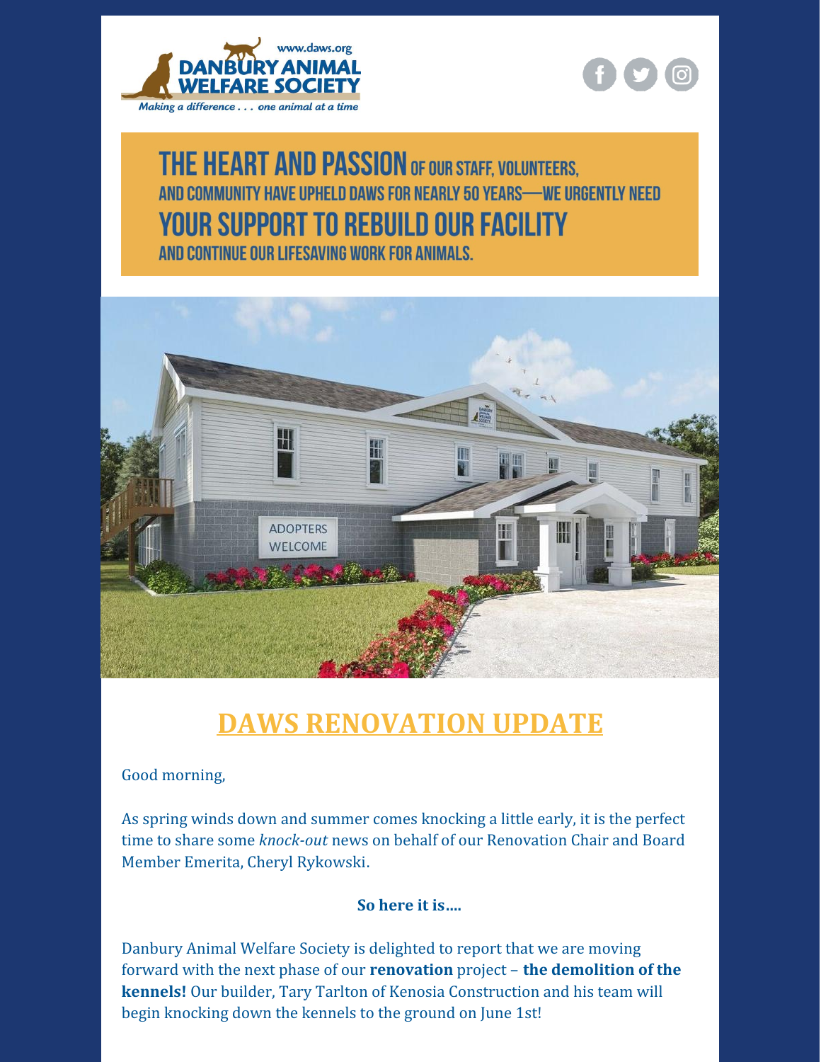www.daws.org

DANBURY ANIMAL WELFARE SOCIETY

*Making a difference . . . one animal at a time*

**THE HEART AND PASSION OF OUR STAFF, VOLUNTEERS, AND COMMUNITY HAVE UPHELD DAWS FOR NEARLY 50 YEARS—WE URGENTLY NEED YOUR SUPPORT TO REBUILD OUR FACILITY AND CONTINUE OUR LIFESAVING WORK FOR ANIMALS.**

ADOPTERS WELCOME

# DAWS RENOVATION UPDATE

Good morning,

As spring winds down and summer comes knocking a little early, it is the perfect time to share some *knock-out* news on behalf of our Renovation Chair and Board Member Emerita, Cheryl Rykowski.

**So here it is....**

Danbury Animal Welfare Society is delighted to report that we are moving forward with the next phase of our **renovation** project – **the demolition of the kennels!** Our builder, Tary Tarlton of Kenosia Construction and his team will begin knocking down the kennels to the ground on June 1st!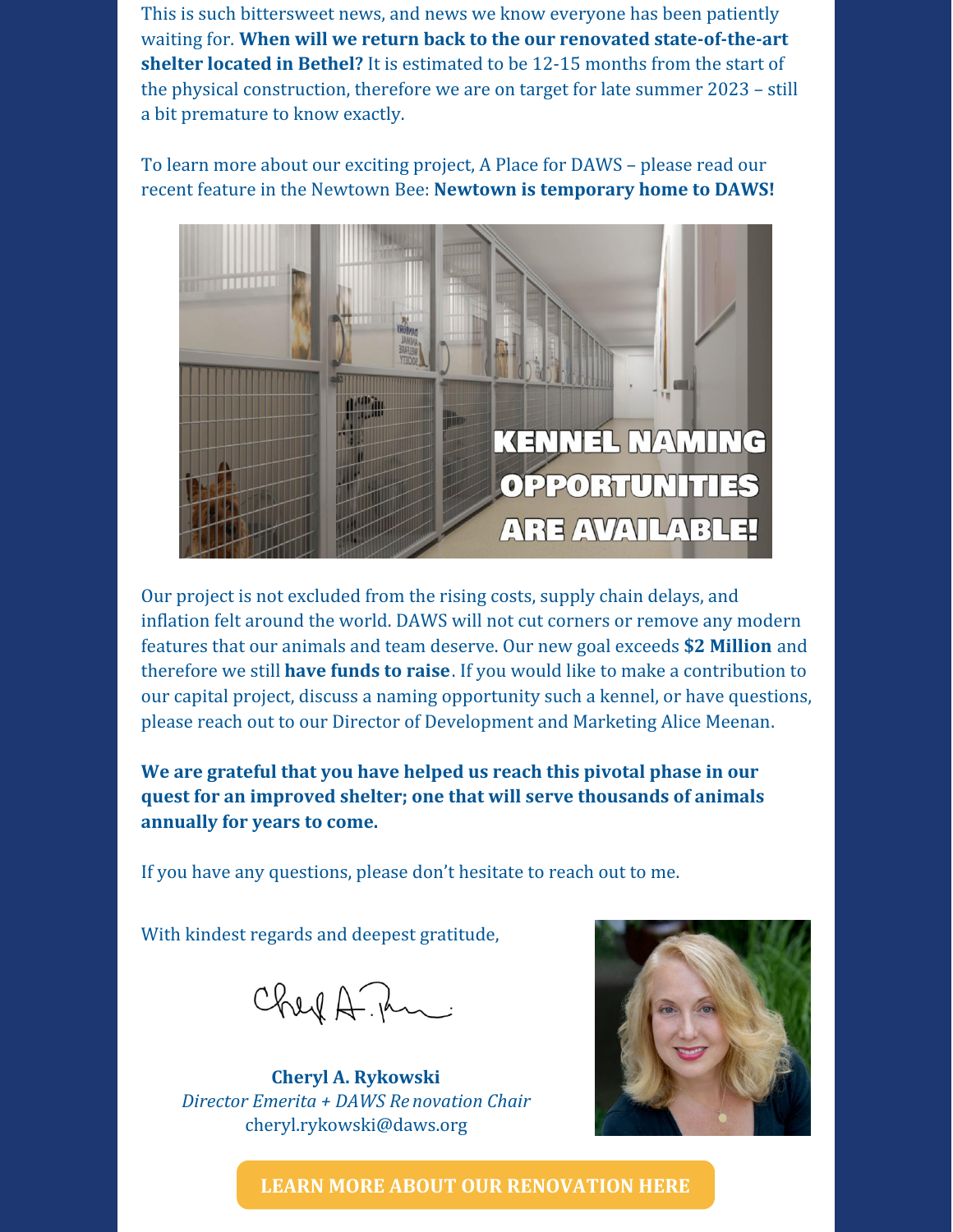This is such bittersweet news, and news we know everyone has been patiently waiting for. **When will we return back to the our renovated state-of-the-art shelter located in Bethel?** It is estimated to be 12-15 months from the start of the physical construction, therefore we are on target for late summer 2023 – still a bit premature to know exactly.

To learn more about our exciting project, A Place for DAWS – please read our recent feature in the Newtown Bee: **Newtown is temporary home to DAWS!**

KENNEL NAMING OPPORTUNITIES ARE AVAILABLE!

Our project is not excluded from the rising costs, supply chain delays, and inflation felt around the world. DAWS will not cut corners or remove any modern features that our animals and team deserve. Our new goal exceeds **$2 Million** and therefore we still **have funds to raise**. If you would like to make a contribution to our capital project, discuss a naming opportunity such a kennel, or have questions, please reach out to our Director of Development and Marketing Alice Meenan.

**We are grateful that you have helped us reach this pivotal phase in our quest for an improved shelter; one that will serve thousands of animals annually for years to come.**

If you have any questions, please don't hesitate to reach out to me.

With kindest regards and deepest gratitude,

**Cheryl A. Rykowski**
*Director Emerita + DAWS Renovation Chair*
cheryl.rykowski@daws.org

**LEARN MORE ABOUT OUR RENOVATION HERE**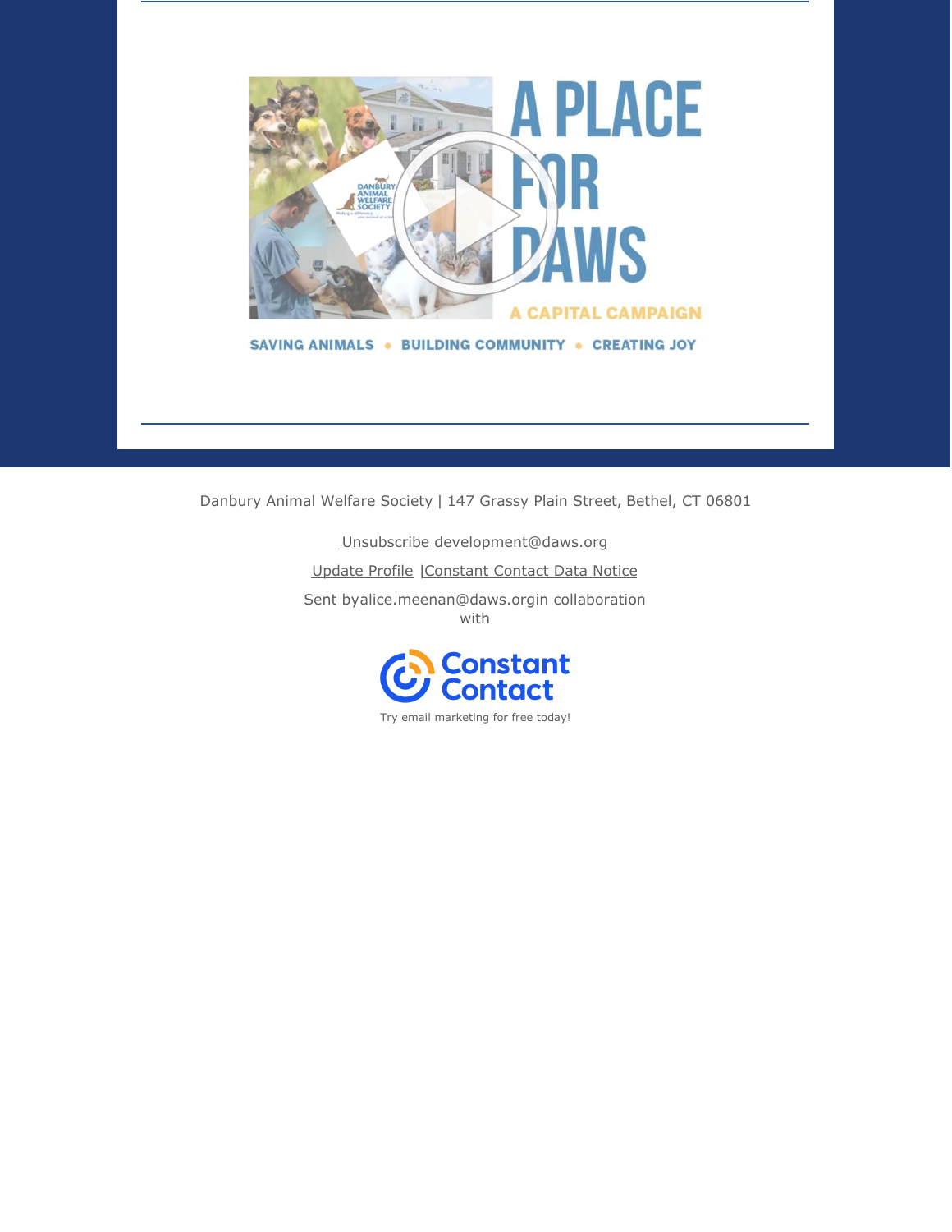A PLACE FOR DAWS

A CAPITAL CAMPAIGN

SAVING ANIMALS • BUILDING COMMUNITY • CREATING JOY

Danbury Animal Welfare Society | 147 Grassy Plain Street, Bethel, CT 06801

Unsubscribe development@daws.org

Update Profile |Constant Contact Data Notice

Sent byalice.meenan@daws.orgin collaboration with

Constant Contact

Try email marketing for free today!